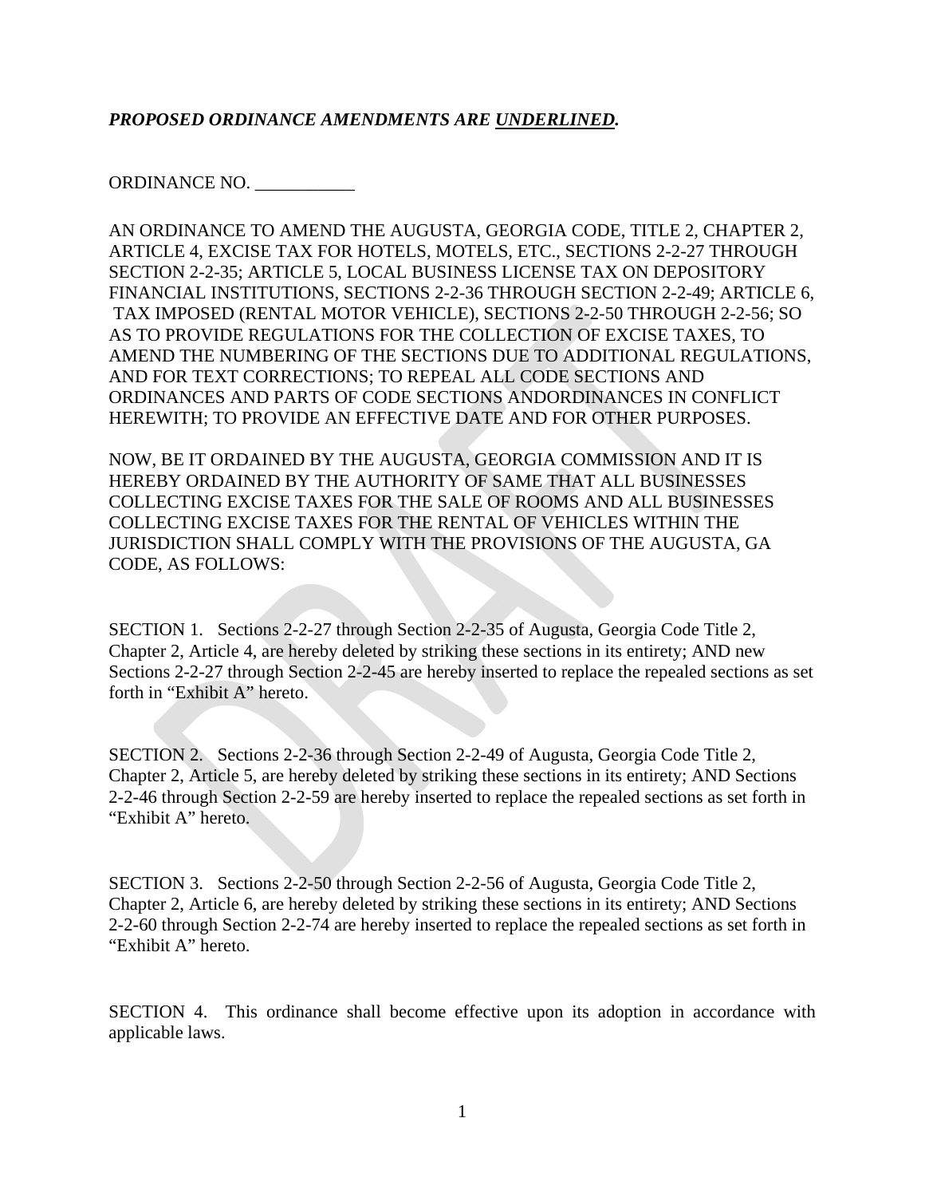***PROPOSED ORDINANCE AMENDMENTS ARE <u>UNDERLINED</u>.***

ORDINANCE NO. ___________

AN ORDINANCE TO AMEND THE AUGUSTA, GEORGIA CODE, TITLE 2, CHAPTER 2, ARTICLE 4, EXCISE TAX FOR HOTELS, MOTELS, ETC., SECTIONS 2-2-27 THROUGH SECTION 2-2-35; ARTICLE 5, LOCAL BUSINESS LICENSE TAX ON DEPOSITORY FINANCIAL INSTITUTIONS, SECTIONS 2-2-36 THROUGH SECTION 2-2-49; ARTICLE 6, TAX IMPOSED (RENTAL MOTOR VEHICLE), SECTIONS 2-2-50 THROUGH 2-2-56; SO AS TO PROVIDE REGULATIONS FOR THE COLLECTION OF EXCISE TAXES, TO AMEND THE NUMBERING OF THE SECTIONS DUE TO ADDITIONAL REGULATIONS, AND FOR TEXT CORRECTIONS; TO REPEAL ALL CODE SECTIONS AND ORDINANCES AND PARTS OF CODE SECTIONS ANDORDINANCES IN CONFLICT HEREWITH; TO PROVIDE AN EFFECTIVE DATE AND FOR OTHER PURPOSES.

NOW, BE IT ORDAINED BY THE AUGUSTA, GEORGIA COMMISSION AND IT IS HEREBY ORDAINED BY THE AUTHORITY OF SAME THAT ALL BUSINESSES COLLECTING EXCISE TAXES FOR THE SALE OF ROOMS AND ALL BUSINESSES COLLECTING EXCISE TAXES FOR THE RENTAL OF VEHICLES WITHIN THE JURISDICTION SHALL COMPLY WITH THE PROVISIONS OF THE AUGUSTA, GA CODE, AS FOLLOWS:

SECTION 1. Sections 2-2-27 through Section 2-2-35 of Augusta, Georgia Code Title 2, Chapter 2, Article 4, are hereby deleted by striking these sections in its entirety; AND new Sections 2-2-27 through Section 2-2-45 are hereby inserted to replace the repealed sections as set forth in "Exhibit A" hereto.

SECTION 2. Sections 2-2-36 through Section 2-2-49 of Augusta, Georgia Code Title 2, Chapter 2, Article 5, are hereby deleted by striking these sections in its entirety; AND Sections 2-2-46 through Section 2-2-59 are hereby inserted to replace the repealed sections as set forth in "Exhibit A" hereto.

SECTION 3. Sections 2-2-50 through Section 2-2-56 of Augusta, Georgia Code Title 2, Chapter 2, Article 6, are hereby deleted by striking these sections in its entirety; AND Sections 2-2-60 through Section 2-2-74 are hereby inserted to replace the repealed sections as set forth in "Exhibit A" hereto.

SECTION 4. This ordinance shall become effective upon its adoption in accordance with applicable laws.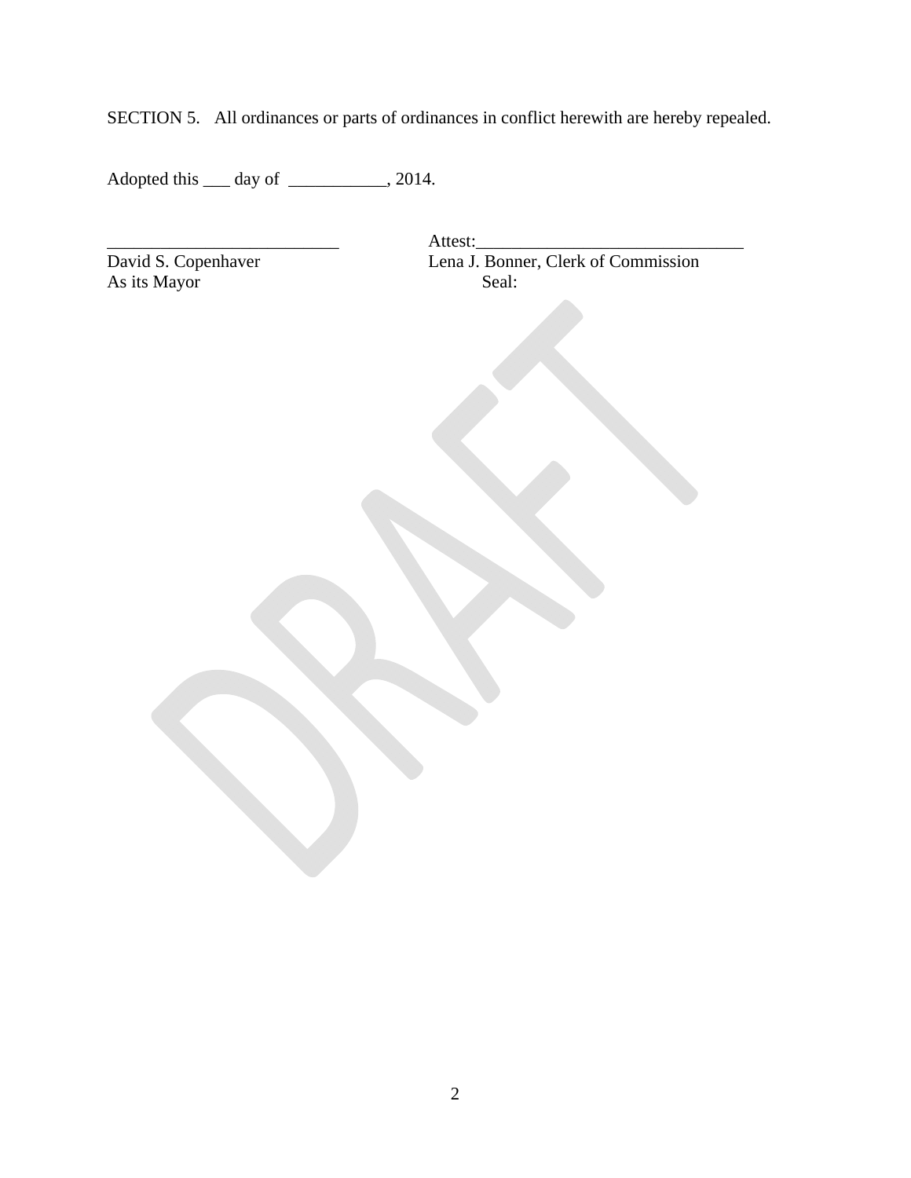SECTION 5. All ordinances or parts of ordinances in conflict herewith are hereby repealed.

Adopted this ___ day of ___________, 2014.

| | |
|---|---|
| __________________________ | Attest:______________________________ |
| David S. Copenhaver | Lena J. Bonner, Clerk of Commission |
| As its Mayor | Seal: |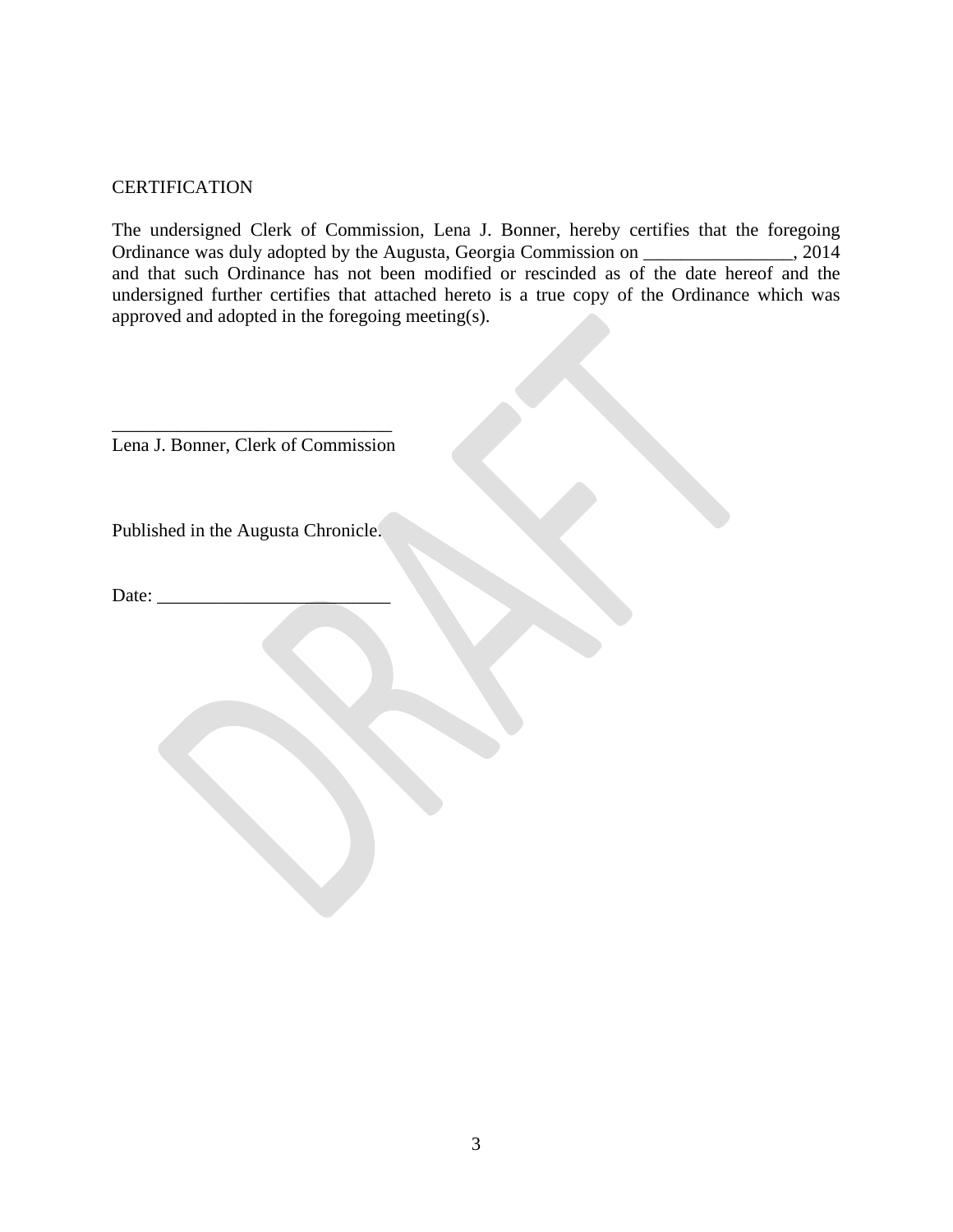CERTIFICATION

The undersigned Clerk of Commission, Lena J. Bonner, hereby certifies that the foregoing Ordinance was duly adopted by the Augusta, Georgia Commission on ________________, 2014 and that such Ordinance has not been modified or rescinded as of the date hereof and the undersigned further certifies that attached hereto is a true copy of the Ordinance which was approved and adopted in the foregoing meeting(s).

______________________________
Lena J. Bonner, Clerk of Commission

Published in the Augusta Chronicle.

Date: _________________________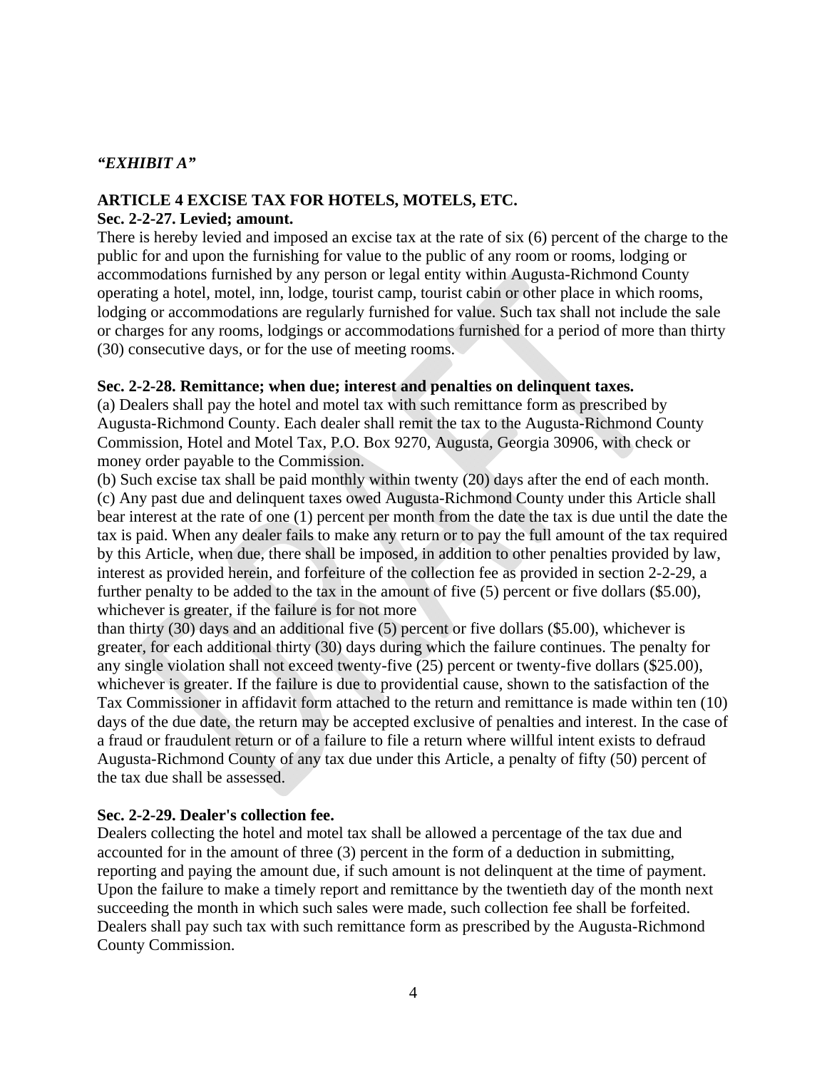*"EXHIBIT A"*

**ARTICLE 4 EXCISE TAX FOR HOTELS, MOTELS, ETC.**

**Sec. 2-2-27. Levied; amount.**

There is hereby levied and imposed an excise tax at the rate of six (6) percent of the charge to the public for and upon the furnishing for value to the public of any room or rooms, lodging or accommodations furnished by any person or legal entity within Augusta-Richmond County operating a hotel, motel, inn, lodge, tourist camp, tourist cabin or other place in which rooms, lodging or accommodations are regularly furnished for value. Such tax shall not include the sale or charges for any rooms, lodgings or accommodations furnished for a period of more than thirty (30) consecutive days, or for the use of meeting rooms.

**Sec. 2-2-28. Remittance; when due; interest and penalties on delinquent taxes.**

(a) Dealers shall pay the hotel and motel tax with such remittance form as prescribed by Augusta-Richmond County. Each dealer shall remit the tax to the Augusta-Richmond County Commission, Hotel and Motel Tax, P.O. Box 9270, Augusta, Georgia 30906, with check or money order payable to the Commission.

(b) Such excise tax shall be paid monthly within twenty (20) days after the end of each month.

(c) Any past due and delinquent taxes owed Augusta-Richmond County under this Article shall bear interest at the rate of one (1) percent per month from the date the tax is due until the date the tax is paid. When any dealer fails to make any return or to pay the full amount of the tax required by this Article, when due, there shall be imposed, in addition to other penalties provided by law, interest as provided herein, and forfeiture of the collection fee as provided in section 2-2-29, a further penalty to be added to the tax in the amount of five (5) percent or five dollars ($5.00), whichever is greater, if the failure is for not more than thirty (30) days and an additional five (5) percent or five dollars ($5.00), whichever is greater, for each additional thirty (30) days during which the failure continues. The penalty for any single violation shall not exceed twenty-five (25) percent or twenty-five dollars ($25.00), whichever is greater. If the failure is due to providential cause, shown to the satisfaction of the Tax Commissioner in affidavit form attached to the return and remittance is made within ten (10) days of the due date, the return may be accepted exclusive of penalties and interest. In the case of a fraud or fraudulent return or of a failure to file a return where willful intent exists to defraud Augusta-Richmond County of any tax due under this Article, a penalty of fifty (50) percent of the tax due shall be assessed.

**Sec. 2-2-29. Dealer's collection fee.**

Dealers collecting the hotel and motel tax shall be allowed a percentage of the tax due and accounted for in the amount of three (3) percent in the form of a deduction in submitting, reporting and paying the amount due, if such amount is not delinquent at the time of payment. Upon the failure to make a timely report and remittance by the twentieth day of the month next succeeding the month in which such sales were made, such collection fee shall be forfeited. Dealers shall pay such tax with such remittance form as prescribed by the Augusta-Richmond County Commission.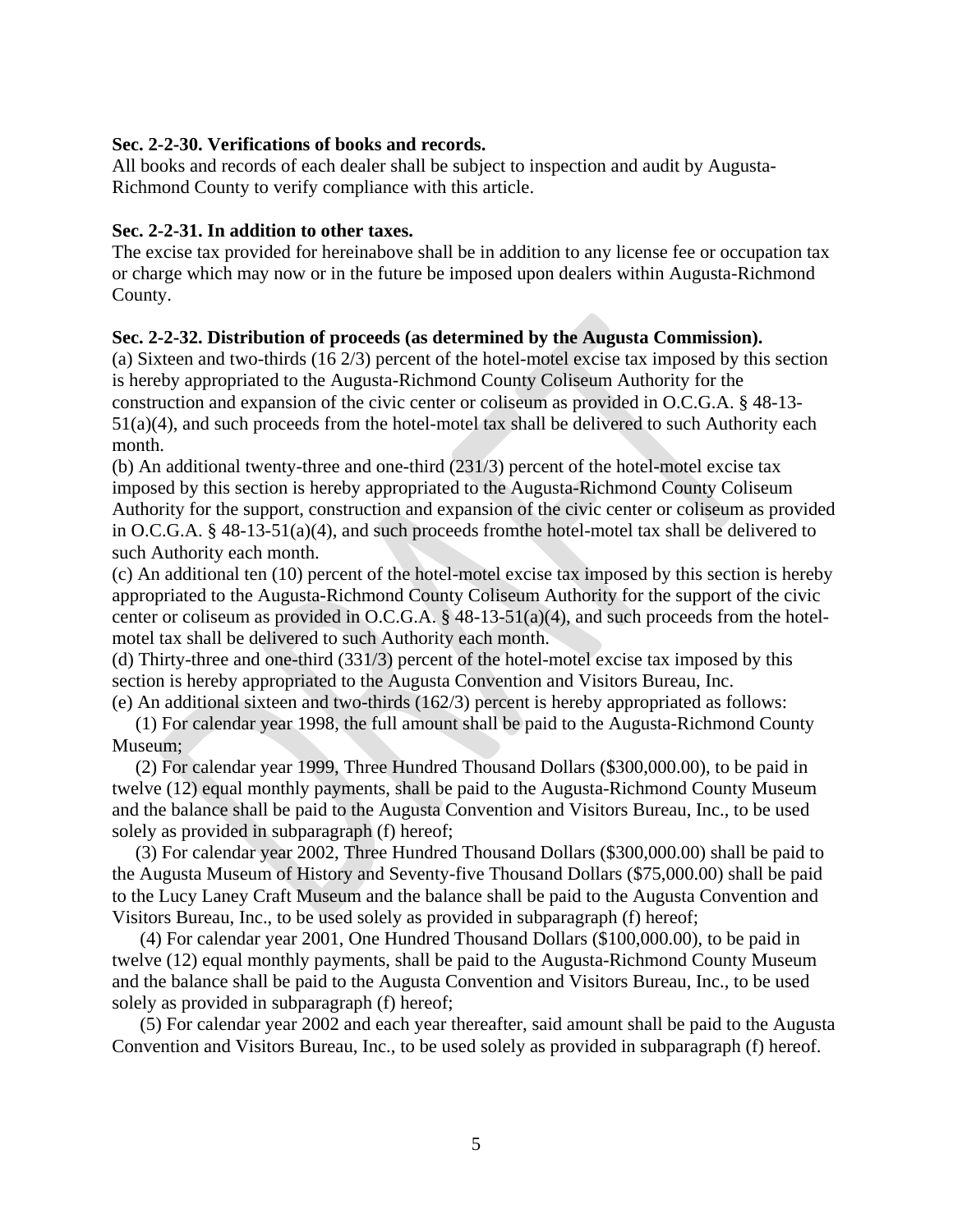**Sec. 2-2-30. Verifications of books and records.**

All books and records of each dealer shall be subject to inspection and audit by Augusta-Richmond County to verify compliance with this article.

**Sec. 2-2-31. In addition to other taxes.**

The excise tax provided for hereinabove shall be in addition to any license fee or occupation tax or charge which may now or in the future be imposed upon dealers within Augusta-Richmond County.

**Sec. 2-2-32. Distribution of proceeds (as determined by the Augusta Commission).**

(a) Sixteen and two-thirds (16 2/3) percent of the hotel-motel excise tax imposed by this section is hereby appropriated to the Augusta-Richmond County Coliseum Authority for the construction and expansion of the civic center or coliseum as provided in O.C.G.A. § 48-13-51(a)(4), and such proceeds from the hotel-motel tax shall be delivered to such Authority each month.

(b) An additional twenty-three and one-third (231/3) percent of the hotel-motel excise tax imposed by this section is hereby appropriated to the Augusta-Richmond County Coliseum Authority for the support, construction and expansion of the civic center or coliseum as provided in O.C.G.A. § 48-13-51(a)(4), and such proceeds fromthe hotel-motel tax shall be delivered to such Authority each month.

(c) An additional ten (10) percent of the hotel-motel excise tax imposed by this section is hereby appropriated to the Augusta-Richmond County Coliseum Authority for the support of the civic center or coliseum as provided in O.C.G.A. § 48-13-51(a)(4), and such proceeds from the hotel-motel tax shall be delivered to such Authority each month.

(d) Thirty-three and one-third (331/3) percent of the hotel-motel excise tax imposed by this section is hereby appropriated to the Augusta Convention and Visitors Bureau, Inc.

(e) An additional sixteen and two-thirds (162/3) percent is hereby appropriated as follows:

(1) For calendar year 1998, the full amount shall be paid to the Augusta-Richmond County Museum;

(2) For calendar year 1999, Three Hundred Thousand Dollars ($300,000.00), to be paid in twelve (12) equal monthly payments, shall be paid to the Augusta-Richmond County Museum and the balance shall be paid to the Augusta Convention and Visitors Bureau, Inc., to be used solely as provided in subparagraph (f) hereof;

(3) For calendar year 2002, Three Hundred Thousand Dollars ($300,000.00) shall be paid to the Augusta Museum of History and Seventy-five Thousand Dollars ($75,000.00) shall be paid to the Lucy Laney Craft Museum and the balance shall be paid to the Augusta Convention and Visitors Bureau, Inc., to be used solely as provided in subparagraph (f) hereof;

(4) For calendar year 2001, One Hundred Thousand Dollars ($100,000.00), to be paid in twelve (12) equal monthly payments, shall be paid to the Augusta-Richmond County Museum and the balance shall be paid to the Augusta Convention and Visitors Bureau, Inc., to be used solely as provided in subparagraph (f) hereof;

(5) For calendar year 2002 and each year thereafter, said amount shall be paid to the Augusta Convention and Visitors Bureau, Inc., to be used solely as provided in subparagraph (f) hereof.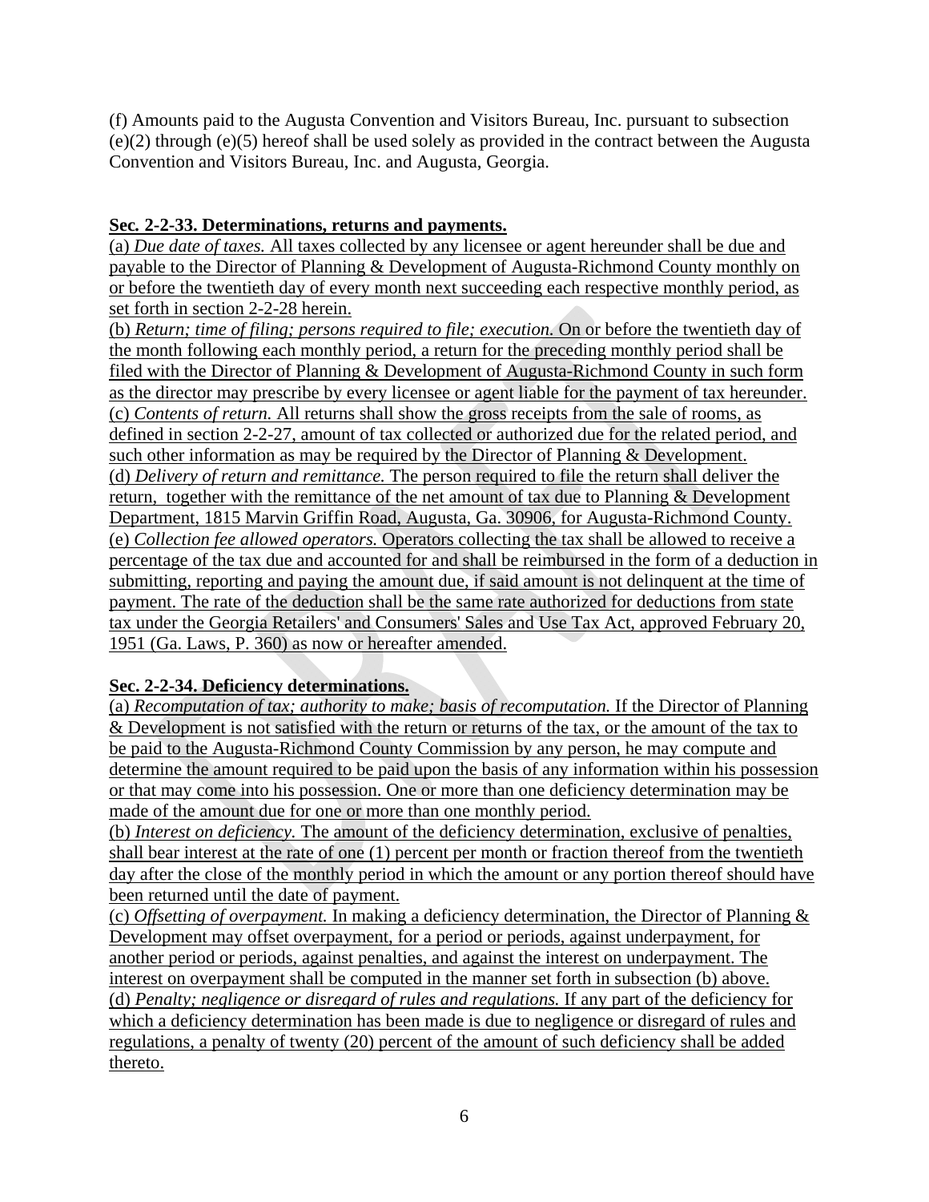(f) Amounts paid to the Augusta Convention and Visitors Bureau, Inc. pursuant to subsection (e)(2) through (e)(5) hereof shall be used solely as provided in the contract between the Augusta Convention and Visitors Bureau, Inc. and Augusta, Georgia.

**Sec. 2-2-33. Determinations, returns and payments.**

(a) *Due date of taxes.* All taxes collected by any licensee or agent hereunder shall be due and payable to the Director of Planning & Development of Augusta-Richmond County monthly on or before the twentieth day of every month next succeeding each respective monthly period, as set forth in section 2-2-28 herein.

(b) *Return; time of filing; persons required to file; execution.* On or before the twentieth day of the month following each monthly period, a return for the preceding monthly period shall be filed with the Director of Planning & Development of Augusta-Richmond County in such form as the director may prescribe by every licensee or agent liable for the payment of tax hereunder.

(c) *Contents of return.* All returns shall show the gross receipts from the sale of rooms, as defined in section 2-2-27, amount of tax collected or authorized due for the related period, and such other information as may be required by the Director of Planning & Development.

(d) *Delivery of return and remittance.* The person required to file the return shall deliver the return, together with the remittance of the net amount of tax due to Planning & Development Department, 1815 Marvin Griffin Road, Augusta, Ga. 30906, for Augusta-Richmond County.

(e) *Collection fee allowed operators.* Operators collecting the tax shall be allowed to receive a percentage of the tax due and accounted for and shall be reimbursed in the form of a deduction in submitting, reporting and paying the amount due, if said amount is not delinquent at the time of payment. The rate of the deduction shall be the same rate authorized for deductions from state tax under the Georgia Retailers' and Consumers' Sales and Use Tax Act, approved February 20, 1951 (Ga. Laws, P. 360) as now or hereafter amended.

**Sec. 2-2-34. Deficiency determinations.**

(a) *Recomputation of tax; authority to make; basis of recomputation.* If the Director of Planning & Development is not satisfied with the return or returns of the tax, or the amount of the tax to be paid to the Augusta-Richmond County Commission by any person, he may compute and determine the amount required to be paid upon the basis of any information within his possession or that may come into his possession. One or more than one deficiency determination may be made of the amount due for one or more than one monthly period.

(b) *Interest on deficiency.* The amount of the deficiency determination, exclusive of penalties, shall bear interest at the rate of one (1) percent per month or fraction thereof from the twentieth day after the close of the monthly period in which the amount or any portion thereof should have been returned until the date of payment.

(c) *Offsetting of overpayment.* In making a deficiency determination, the Director of Planning & Development may offset overpayment, for a period or periods, against underpayment, for another period or periods, against penalties, and against the interest on underpayment. The interest on overpayment shall be computed in the manner set forth in subsection (b) above.

(d) *Penalty; negligence or disregard of rules and regulations.* If any part of the deficiency for which a deficiency determination has been made is due to negligence or disregard of rules and regulations, a penalty of twenty (20) percent of the amount of such deficiency shall be added thereto.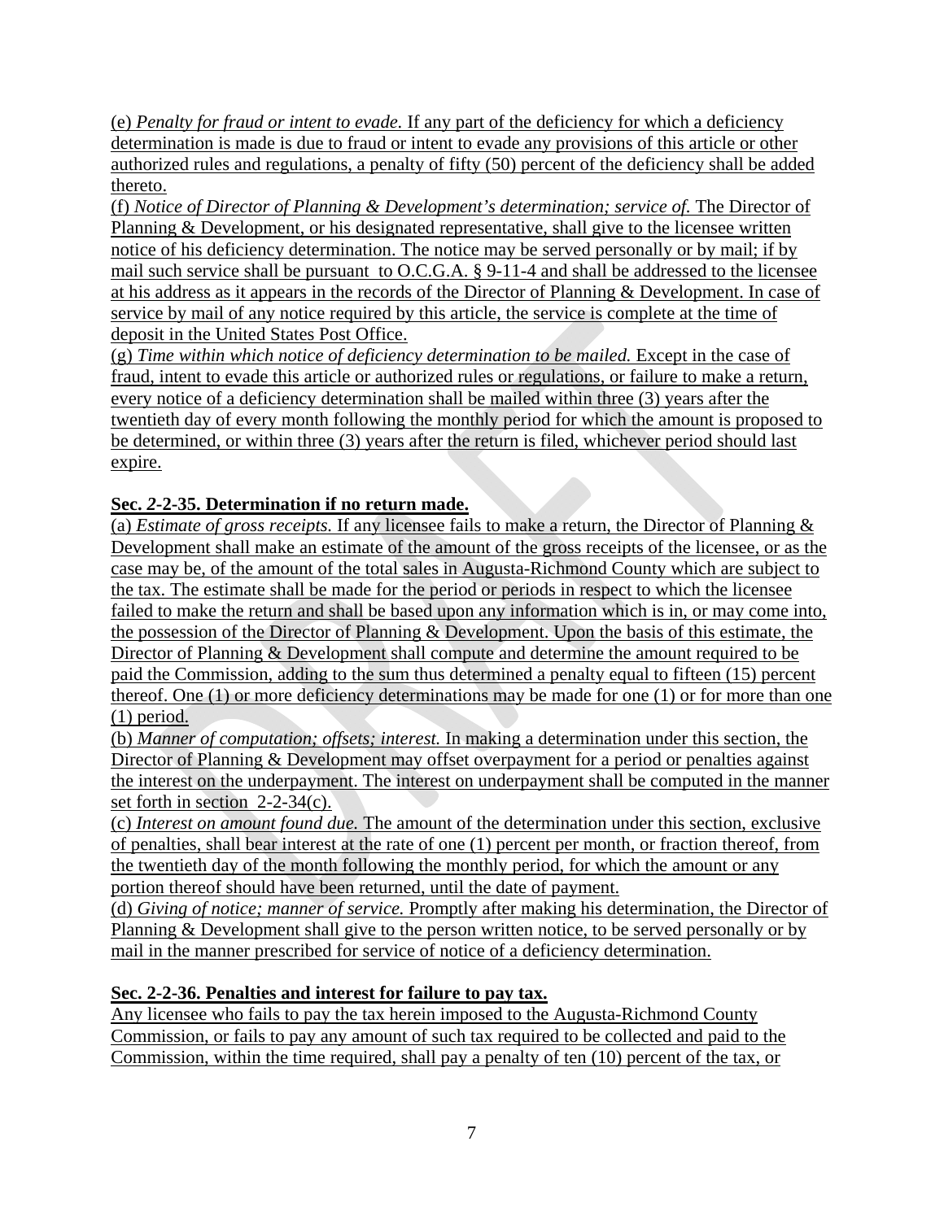(e) *Penalty for fraud or intent to evade.* If any part of the deficiency for which a deficiency determination is made is due to fraud or intent to evade any provisions of this article or other authorized rules and regulations, a penalty of fifty (50) percent of the deficiency shall be added thereto.

(f) *Notice of Director of Planning & Development's determination; service of.* The Director of Planning & Development, or his designated representative, shall give to the licensee written notice of his deficiency determination. The notice may be served personally or by mail; if by mail such service shall be pursuant to O.C.G.A. § 9-11-4 and shall be addressed to the licensee at his address as it appears in the records of the Director of Planning & Development. In case of service by mail of any notice required by this article, the service is complete at the time of deposit in the United States Post Office.

(g) *Time within which notice of deficiency determination to be mailed.* Except in the case of fraud, intent to evade this article or authorized rules or regulations, or failure to make a return, every notice of a deficiency determination shall be mailed within three (3) years after the twentieth day of every month following the monthly period for which the amount is proposed to be determined, or within three (3) years after the return is filed, whichever period should last expire.

**Sec. *2*-2-35. Determination if no return made.**

(a) *Estimate of gross receipts.* If any licensee fails to make a return, the Director of Planning & Development shall make an estimate of the amount of the gross receipts of the licensee, or as the case may be, of the amount of the total sales in Augusta-Richmond County which are subject to the tax. The estimate shall be made for the period or periods in respect to which the licensee failed to make the return and shall be based upon any information which is in, or may come into, the possession of the Director of Planning & Development. Upon the basis of this estimate, the Director of Planning & Development shall compute and determine the amount required to be paid the Commission, adding to the sum thus determined a penalty equal to fifteen (15) percent thereof. One (1) or more deficiency determinations may be made for one (1) or for more than one (1) period.

(b) *Manner of computation; offsets; interest.* In making a determination under this section, the Director of Planning & Development may offset overpayment for a period or penalties against the interest on the underpayment. The interest on underpayment shall be computed in the manner set forth in section 2-2-34(c).

(c) *Interest on amount found due.* The amount of the determination under this section, exclusive of penalties, shall bear interest at the rate of one (1) percent per month, or fraction thereof, from the twentieth day of the month following the monthly period, for which the amount or any portion thereof should have been returned, until the date of payment.

(d) *Giving of notice; manner of service.* Promptly after making his determination, the Director of Planning & Development shall give to the person written notice, to be served personally or by mail in the manner prescribed for service of notice of a deficiency determination.

**Sec. 2-2-36. Penalties and interest for failure to pay tax.**

Any licensee who fails to pay the tax herein imposed to the Augusta-Richmond County Commission, or fails to pay any amount of such tax required to be collected and paid to the Commission, within the time required, shall pay a penalty of ten (10) percent of the tax, or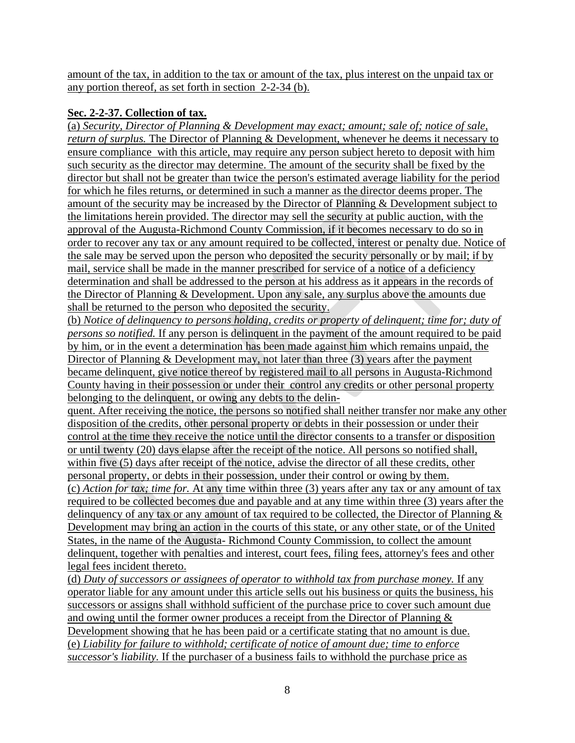amount of the tax, in addition to the tax or amount of the tax, plus interest on the unpaid tax or any portion thereof, as set forth in section 2-2-34 (b).

**Sec. 2-2-37. Collection of tax.**

(a) *Security, Director of Planning & Development may exact; amount; sale of; notice of sale, return of surplus.* The Director of Planning & Development, whenever he deems it necessary to ensure compliance with this article, may require any person subject hereto to deposit with him such security as the director may determine. The amount of the security shall be fixed by the director but shall not be greater than twice the person's estimated average liability for the period for which he files returns, or determined in such a manner as the director deems proper. The amount of the security may be increased by the Director of Planning & Development subject to the limitations herein provided. The director may sell the security at public auction, with the approval of the Augusta-Richmond County Commission, if it becomes necessary to do so in order to recover any tax or any amount required to be collected, interest or penalty due. Notice of the sale may be served upon the person who deposited the security personally or by mail; if by mail, service shall be made in the manner prescribed for service of a notice of a deficiency determination and shall be addressed to the person at his address as it appears in the records of the Director of Planning & Development. Upon any sale, any surplus above the amounts due shall be returned to the person who deposited the security.

(b) *Notice of delinquency to persons holding, credits or property of delinquent; time for; duty of persons so notified.* If any person is delinquent in the payment of the amount required to be paid by him, or in the event a determination has been made against him which remains unpaid, the Director of Planning & Development may, not later than three (3) years after the payment became delinquent, give notice thereof by registered mail to all persons in Augusta-Richmond County having in their possession or under their control any credits or other personal property belonging to the delinquent, or owing any debts to the delinquent. After receiving the notice, the persons so notified shall neither transfer nor make any other disposition of the credits, other personal property or debts in their possession or under their control at the time they receive the notice until the director consents to a transfer or disposition or until twenty (20) days elapse after the receipt of the notice. All persons so notified shall, within five (5) days after receipt of the notice, advise the director of all these credits, other personal property, or debts in their possession, under their control or owing by them.

(c) *Action for tax; time for.* At any time within three (3) years after any tax or any amount of tax required to be collected becomes due and payable and at any time within three (3) years after the delinquency of any tax or any amount of tax required to be collected, the Director of Planning & Development may bring an action in the courts of this state, or any other state, or of the United States, in the name of the Augusta- Richmond County Commission, to collect the amount delinquent, together with penalties and interest, court fees, filing fees, attorney's fees and other legal fees incident thereto.

(d) *Duty of successors or assignees of operator to withhold tax from purchase money.* If any operator liable for any amount under this article sells out his business or quits the business, his successors or assigns shall withhold sufficient of the purchase price to cover such amount due and owing until the former owner produces a receipt from the Director of Planning & Development showing that he has been paid or a certificate stating that no amount is due.

(e) *Liability for failure to withhold; certificate of notice of amount due; time to enforce successor's liability.* If the purchaser of a business fails to withhold the purchase price as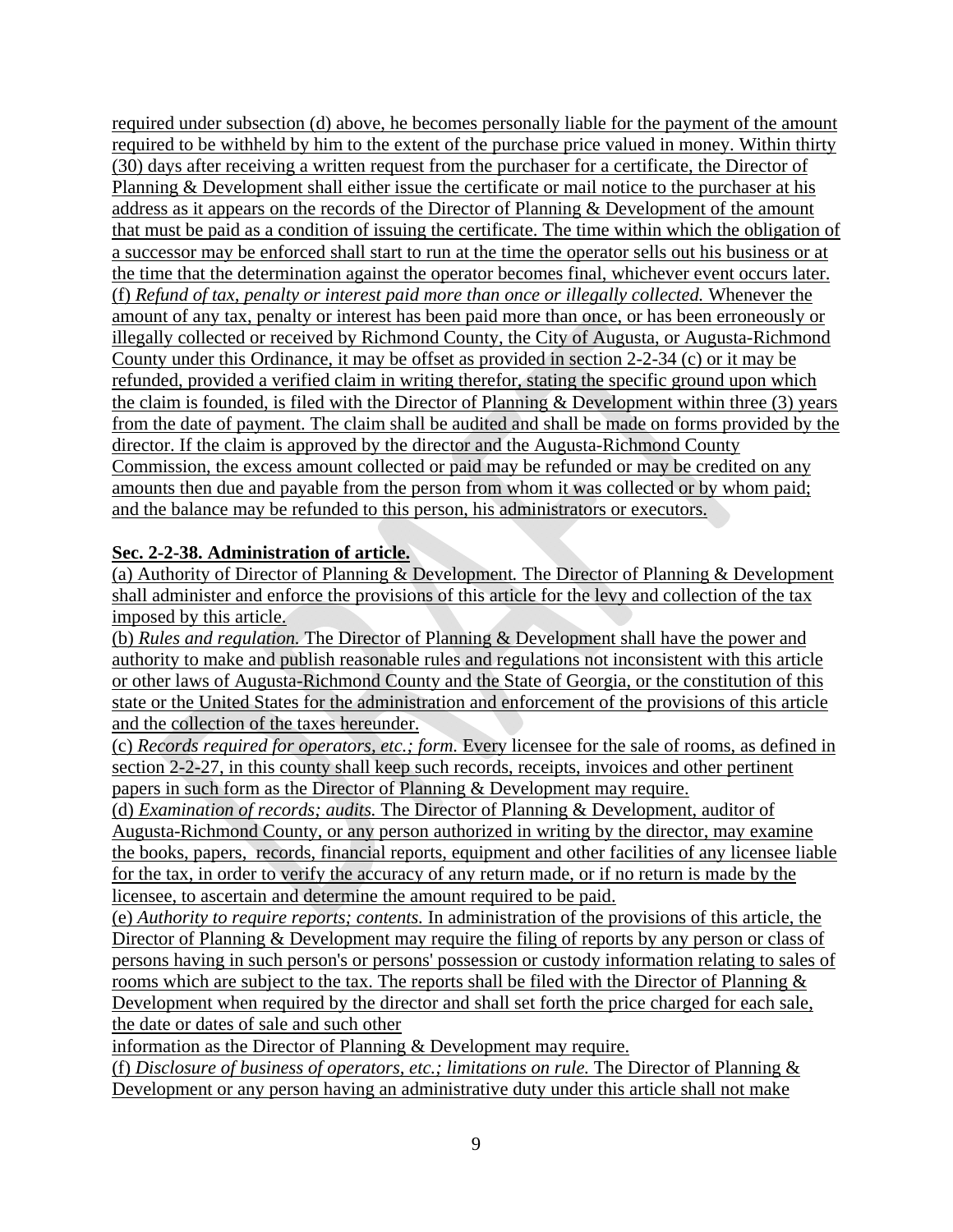required under subsection (d) above, he becomes personally liable for the payment of the amount required to be withheld by him to the extent of the purchase price valued in money. Within thirty (30) days after receiving a written request from the purchaser for a certificate, the Director of Planning & Development shall either issue the certificate or mail notice to the purchaser at his address as it appears on the records of the Director of Planning & Development of the amount that must be paid as a condition of issuing the certificate. The time within which the obligation of a successor may be enforced shall start to run at the time the operator sells out his business or at the time that the determination against the operator becomes final, whichever event occurs later.

(f) *Refund of tax, penalty or interest paid more than once or illegally collected.* Whenever the amount of any tax, penalty or interest has been paid more than once, or has been erroneously or illegally collected or received by Richmond County, the City of Augusta, or Augusta-Richmond County under this Ordinance, it may be offset as provided in section 2-2-34 (c) or it may be refunded, provided a verified claim in writing therefor, stating the specific ground upon which the claim is founded, is filed with the Director of Planning & Development within three (3) years from the date of payment. The claim shall be audited and shall be made on forms provided by the director. If the claim is approved by the director and the Augusta-Richmond County Commission, the excess amount collected or paid may be refunded or may be credited on any amounts then due and payable from the person from whom it was collected or by whom paid; and the balance may be refunded to this person, his administrators or executors.

**Sec. 2-2-38. Administration of article.**

(a) Authority of Director of Planning & Development. The Director of Planning & Development shall administer and enforce the provisions of this article for the levy and collection of the tax imposed by this article.

(b) *Rules and regulation.* The Director of Planning & Development shall have the power and authority to make and publish reasonable rules and regulations not inconsistent with this article or other laws of Augusta-Richmond County and the State of Georgia, or the constitution of this state or the United States for the administration and enforcement of the provisions of this article and the collection of the taxes hereunder.

(c) *Records required for operators, etc.; form.* Every licensee for the sale of rooms, as defined in section 2-2-27, in this county shall keep such records, receipts, invoices and other pertinent papers in such form as the Director of Planning & Development may require.

(d) *Examination of records; audits.* The Director of Planning & Development, auditor of Augusta-Richmond County, or any person authorized in writing by the director, may examine the books, papers, records, financial reports, equipment and other facilities of any licensee liable for the tax, in order to verify the accuracy of any return made, or if no return is made by the licensee, to ascertain and determine the amount required to be paid.

(e) *Authority to require reports; contents.* In administration of the provisions of this article, the Director of Planning & Development may require the filing of reports by any person or class of persons having in such person's or persons' possession or custody information relating to sales of rooms which are subject to the tax. The reports shall be filed with the Director of Planning & Development when required by the director and shall set forth the price charged for each sale, the date or dates of sale and such other information as the Director of Planning & Development may require.

(f) *Disclosure of business of operators, etc.; limitations on rule.* The Director of Planning & Development or any person having an administrative duty under this article shall not make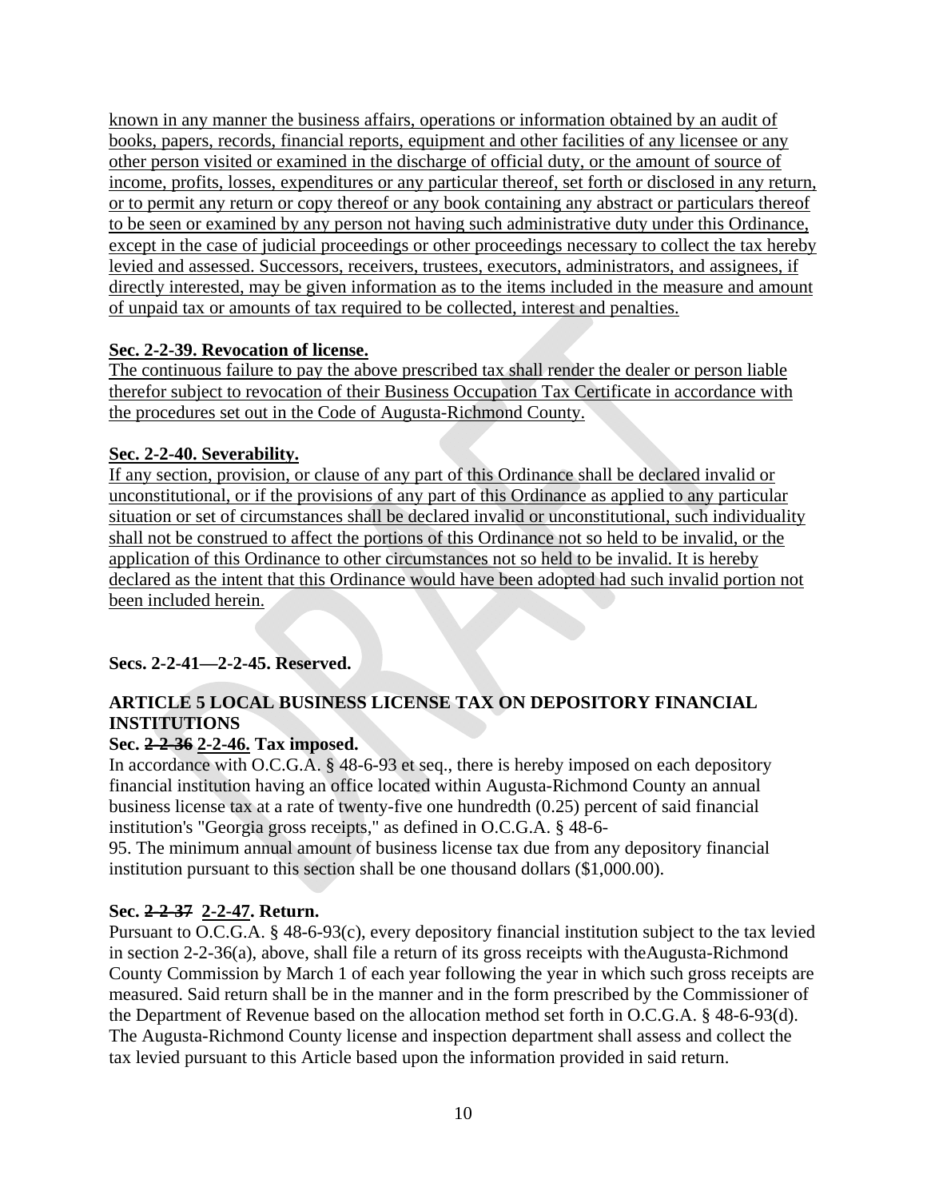known in any manner the business affairs, operations or information obtained by an audit of books, papers, records, financial reports, equipment and other facilities of any licensee or any other person visited or examined in the discharge of official duty, or the amount of source of income, profits, losses, expenditures or any particular thereof, set forth or disclosed in any return, or to permit any return or copy thereof or any book containing any abstract or particulars thereof to be seen or examined by any person not having such administrative duty under this Ordinance, except in the case of judicial proceedings or other proceedings necessary to collect the tax hereby levied and assessed. Successors, receivers, trustees, executors, administrators, and assignees, if directly interested, may be given information as to the items included in the measure and amount of unpaid tax or amounts of tax required to be collected, interest and penalties.

**Sec. 2-2-39. Revocation of license.**

The continuous failure to pay the above prescribed tax shall render the dealer or person liable therefor subject to revocation of their Business Occupation Tax Certificate in accordance with the procedures set out in the Code of Augusta-Richmond County.

**Sec. 2-2-40. Severability.**

If any section, provision, or clause of any part of this Ordinance shall be declared invalid or unconstitutional, or if the provisions of any part of this Ordinance as applied to any particular situation or set of circumstances shall be declared invalid or unconstitutional, such individuality shall not be construed to affect the portions of this Ordinance not so held to be invalid, or the application of this Ordinance to other circumstances not so held to be invalid. It is hereby declared as the intent that this Ordinance would have been adopted had such invalid portion not been included herein.

**Secs. 2-2-41—2-2-45. Reserved.**

**ARTICLE 5 LOCAL BUSINESS LICENSE TAX ON DEPOSITORY FINANCIAL INSTITUTIONS**

**Sec. ~~2-2-36~~ 2-2-46. Tax imposed.**

In accordance with O.C.G.A. § 48-6-93 et seq., there is hereby imposed on each depository financial institution having an office located within Augusta-Richmond County an annual business license tax at a rate of twenty-five one hundredth (0.25) percent of said financial institution's "Georgia gross receipts," as defined in O.C.G.A. § 48-6-95. The minimum annual amount of business license tax due from any depository financial institution pursuant to this section shall be one thousand dollars ($1,000.00).

**Sec. ~~2-2-37~~ 2-2-47. Return.**

Pursuant to O.C.G.A. § 48-6-93(c), every depository financial institution subject to the tax levied in section 2-2-36(a), above, shall file a return of its gross receipts with theAugusta-Richmond County Commission by March 1 of each year following the year in which such gross receipts are measured. Said return shall be in the manner and in the form prescribed by the Commissioner of the Department of Revenue based on the allocation method set forth in O.C.G.A. § 48-6-93(d). The Augusta-Richmond County license and inspection department shall assess and collect the tax levied pursuant to this Article based upon the information provided in said return.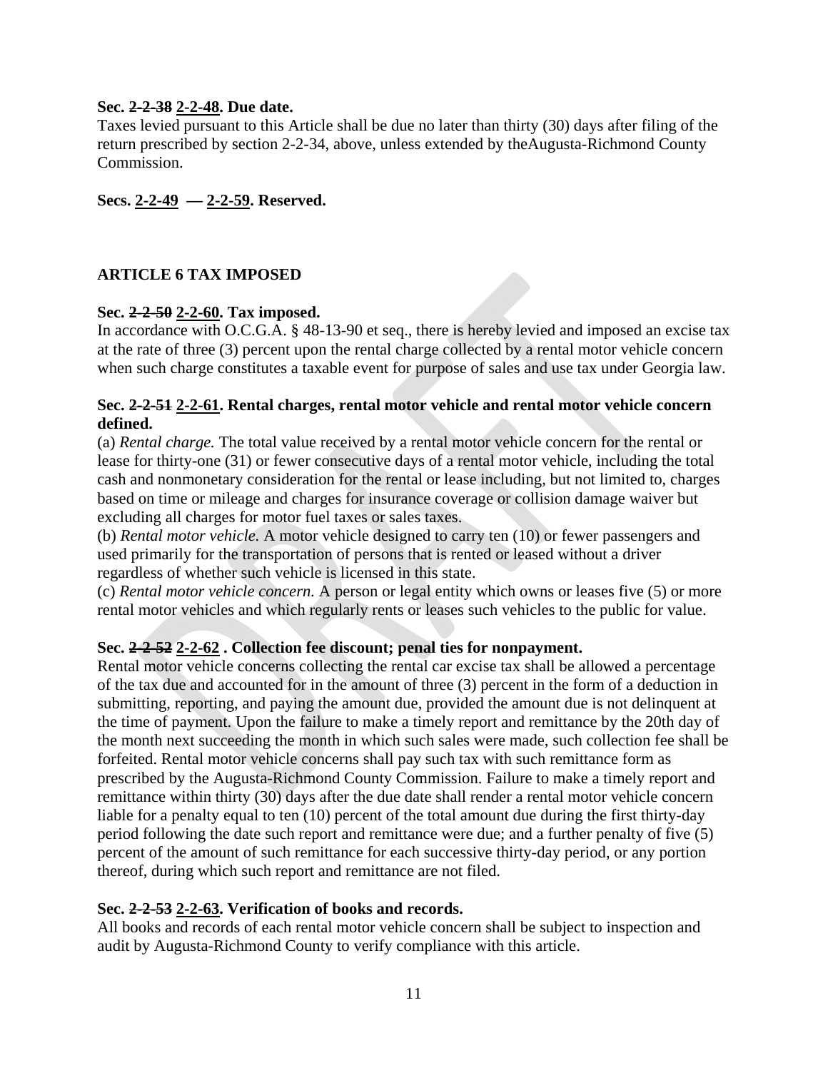**Sec. ~~2-2-38~~ 2-2-48. Due date.**

Taxes levied pursuant to this Article shall be due no later than thirty (30) days after filing of the return prescribed by section 2-2-34, above, unless extended by theAugusta-Richmond County Commission.

**Secs. 2-2-49 — 2-2-59. Reserved.**

## ARTICLE 6 TAX IMPOSED

**Sec. ~~2-2-50~~ 2-2-60. Tax imposed.**

In accordance with O.C.G.A. § 48-13-90 et seq., there is hereby levied and imposed an excise tax at the rate of three (3) percent upon the rental charge collected by a rental motor vehicle concern when such charge constitutes a taxable event for purpose of sales and use tax under Georgia law.

**Sec. ~~2-2-51~~ 2-2-61. Rental charges, rental motor vehicle and rental motor vehicle concern defined.**

(a) *Rental charge.* The total value received by a rental motor vehicle concern for the rental or lease for thirty-one (31) or fewer consecutive days of a rental motor vehicle, including the total cash and nonmonetary consideration for the rental or lease including, but not limited to, charges based on time or mileage and charges for insurance coverage or collision damage waiver but excluding all charges for motor fuel taxes or sales taxes.

(b) *Rental motor vehicle.* A motor vehicle designed to carry ten (10) or fewer passengers and used primarily for the transportation of persons that is rented or leased without a driver regardless of whether such vehicle is licensed in this state.

(c) *Rental motor vehicle concern.* A person or legal entity which owns or leases five (5) or more rental motor vehicles and which regularly rents or leases such vehicles to the public for value.

**Sec. ~~2-2-52~~ 2-2-62 . Collection fee discount; penal ties for nonpayment.**

Rental motor vehicle concerns collecting the rental car excise tax shall be allowed a percentage of the tax due and accounted for in the amount of three (3) percent in the form of a deduction in submitting, reporting, and paying the amount due, provided the amount due is not delinquent at the time of payment. Upon the failure to make a timely report and remittance by the 20th day of the month next succeeding the month in which such sales were made, such collection fee shall be forfeited. Rental motor vehicle concerns shall pay such tax with such remittance form as prescribed by the Augusta-Richmond County Commission. Failure to make a timely report and remittance within thirty (30) days after the due date shall render a rental motor vehicle concern liable for a penalty equal to ten (10) percent of the total amount due during the first thirty-day period following the date such report and remittance were due; and a further penalty of five (5) percent of the amount of such remittance for each successive thirty-day period, or any portion thereof, during which such report and remittance are not filed.

**Sec. ~~2-2-53~~ 2-2-63. Verification of books and records.**

All books and records of each rental motor vehicle concern shall be subject to inspection and audit by Augusta-Richmond County to verify compliance with this article.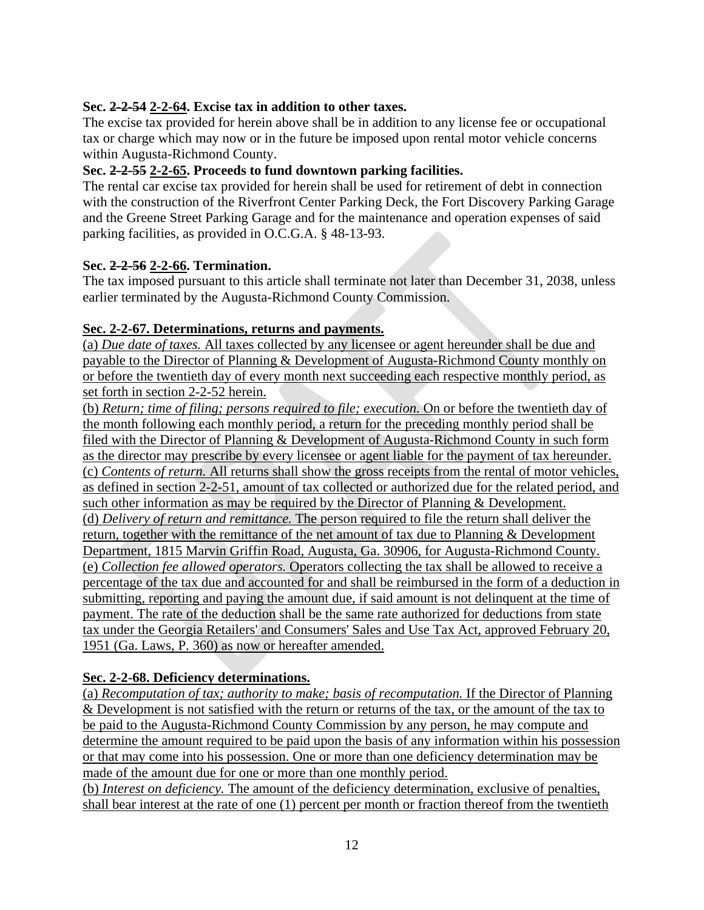**Sec. ~~2-2-54~~ 2-2-64. Excise tax in addition to other taxes.**

The excise tax provided for herein above shall be in addition to any license fee or occupational tax or charge which may now or in the future be imposed upon rental motor vehicle concerns within Augusta-Richmond County.

**Sec. ~~2-2-55~~ 2-2-65. Proceeds to fund downtown parking facilities.**

The rental car excise tax provided for herein shall be used for retirement of debt in connection with the construction of the Riverfront Center Parking Deck, the Fort Discovery Parking Garage and the Greene Street Parking Garage and for the maintenance and operation expenses of said parking facilities, as provided in O.C.G.A. § 48-13-93.

**Sec. ~~2-2-56~~ 2-2-66. Termination.**

The tax imposed pursuant to this article shall terminate not later than December 31, 2038, unless earlier terminated by the Augusta-Richmond County Commission.

**Sec. 2-2-67. Determinations, returns and payments.**

(a) *Due date of taxes.* All taxes collected by any licensee or agent hereunder shall be due and payable to the Director of Planning & Development of Augusta-Richmond County monthly on or before the twentieth day of every month next succeeding each respective monthly period, as set forth in section 2-2-52 herein.

(b) *Return; time of filing; persons required to file; execution.* On or before the twentieth day of the month following each monthly period, a return for the preceding monthly period shall be filed with the Director of Planning & Development of Augusta-Richmond County in such form as the director may prescribe by every licensee or agent liable for the payment of tax hereunder.

(c) *Contents of return.* All returns shall show the gross receipts from the rental of motor vehicles, as defined in section 2-2-51, amount of tax collected or authorized due for the related period, and such other information as may be required by the Director of Planning & Development.

(d) *Delivery of return and remittance.* The person required to file the return shall deliver the return, together with the remittance of the net amount of tax due to Planning & Development Department, 1815 Marvin Griffin Road, Augusta, Ga. 30906, for Augusta-Richmond County.

(e) *Collection fee allowed operators.* Operators collecting the tax shall be allowed to receive a percentage of the tax due and accounted for and shall be reimbursed in the form of a deduction in submitting, reporting and paying the amount due, if said amount is not delinquent at the time of payment. The rate of the deduction shall be the same rate authorized for deductions from state tax under the Georgia Retailers' and Consumers' Sales and Use Tax Act, approved February 20, 1951 (Ga. Laws, P. 360) as now or hereafter amended.

**Sec. 2-2-68. Deficiency determinations.**

(a) *Recomputation of tax; authority to make; basis of recomputation.* If the Director of Planning & Development is not satisfied with the return or returns of the tax, or the amount of the tax to be paid to the Augusta-Richmond County Commission by any person, he may compute and determine the amount required to be paid upon the basis of any information within his possession or that may come into his possession. One or more than one deficiency determination may be made of the amount due for one or more than one monthly period.

(b) *Interest on deficiency.* The amount of the deficiency determination, exclusive of penalties, shall bear interest at the rate of one (1) percent per month or fraction thereof from the twentieth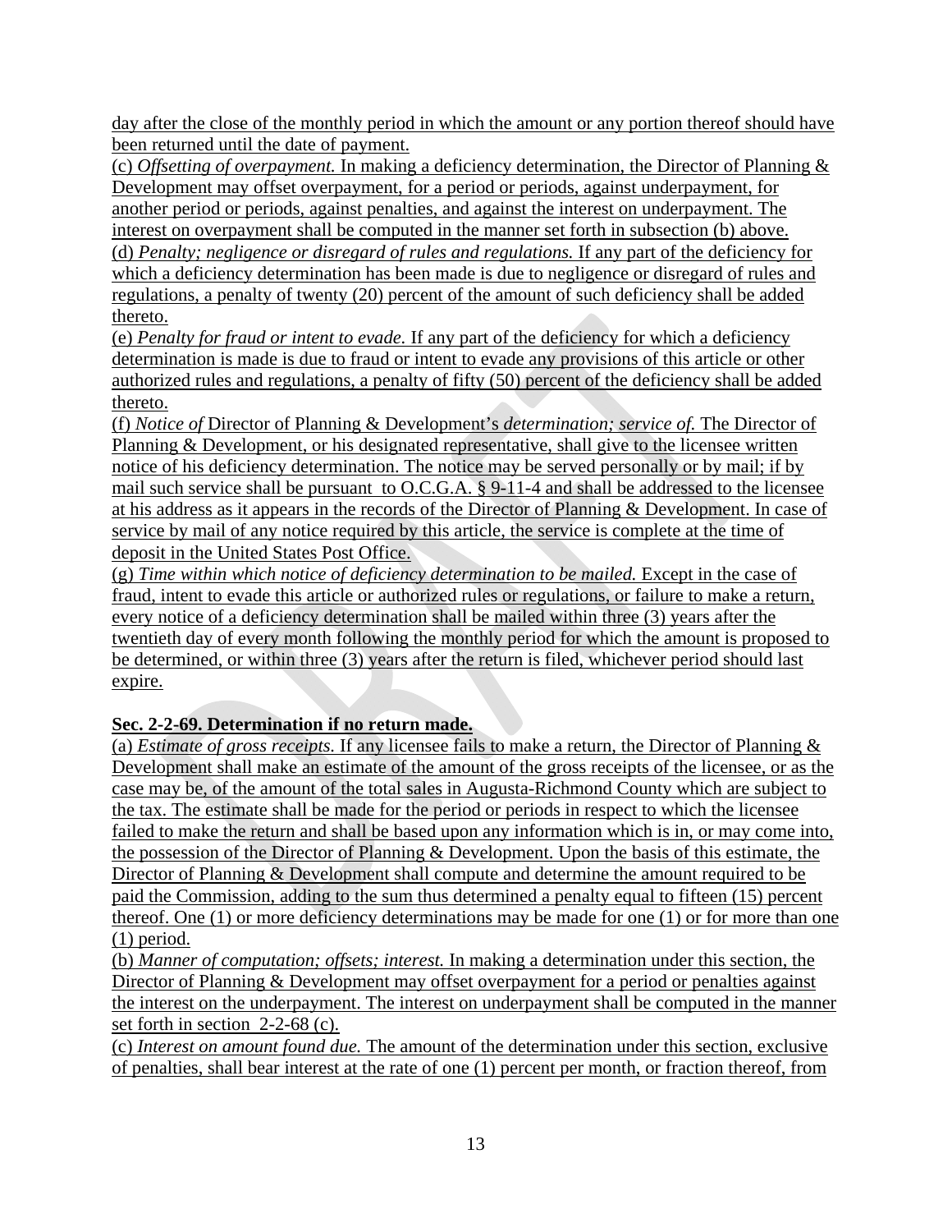day after the close of the monthly period in which the amount or any portion thereof should have been returned until the date of payment.

(c) *Offsetting of overpayment.* In making a deficiency determination, the Director of Planning & Development may offset overpayment, for a period or periods, against underpayment, for another period or periods, against penalties, and against the interest on underpayment. The interest on overpayment shall be computed in the manner set forth in subsection (b) above.

(d) *Penalty; negligence or disregard of rules and regulations.* If any part of the deficiency for which a deficiency determination has been made is due to negligence or disregard of rules and regulations, a penalty of twenty (20) percent of the amount of such deficiency shall be added thereto.

(e) *Penalty for fraud or intent to evade.* If any part of the deficiency for which a deficiency determination is made is due to fraud or intent to evade any provisions of this article or other authorized rules and regulations, a penalty of fifty (50) percent of the deficiency shall be added thereto.

(f) *Notice of* Director of Planning & Development's *determination; service of.* The Director of Planning & Development, or his designated representative, shall give to the licensee written notice of his deficiency determination. The notice may be served personally or by mail; if by mail such service shall be pursuant to O.C.G.A. § 9-11-4 and shall be addressed to the licensee at his address as it appears in the records of the Director of Planning & Development. In case of service by mail of any notice required by this article, the service is complete at the time of deposit in the United States Post Office.

(g) *Time within which notice of deficiency determination to be mailed.* Except in the case of fraud, intent to evade this article or authorized rules or regulations, or failure to make a return, every notice of a deficiency determination shall be mailed within three (3) years after the twentieth day of every month following the monthly period for which the amount is proposed to be determined, or within three (3) years after the return is filed, whichever period should last expire.

**Sec. 2-2-69. Determination if no return made.**

(a) *Estimate of gross receipts.* If any licensee fails to make a return, the Director of Planning & Development shall make an estimate of the amount of the gross receipts of the licensee, or as the case may be, of the amount of the total sales in Augusta-Richmond County which are subject to the tax. The estimate shall be made for the period or periods in respect to which the licensee failed to make the return and shall be based upon any information which is in, or may come into, the possession of the Director of Planning & Development. Upon the basis of this estimate, the Director of Planning & Development shall compute and determine the amount required to be paid the Commission, adding to the sum thus determined a penalty equal to fifteen (15) percent thereof. One (1) or more deficiency determinations may be made for one (1) or for more than one (1) period.

(b) *Manner of computation; offsets; interest.* In making a determination under this section, the Director of Planning & Development may offset overpayment for a period or penalties against the interest on the underpayment. The interest on underpayment shall be computed in the manner set forth in section 2-2-68 (c).

(c) *Interest on amount found due.* The amount of the determination under this section, exclusive of penalties, shall bear interest at the rate of one (1) percent per month, or fraction thereof, from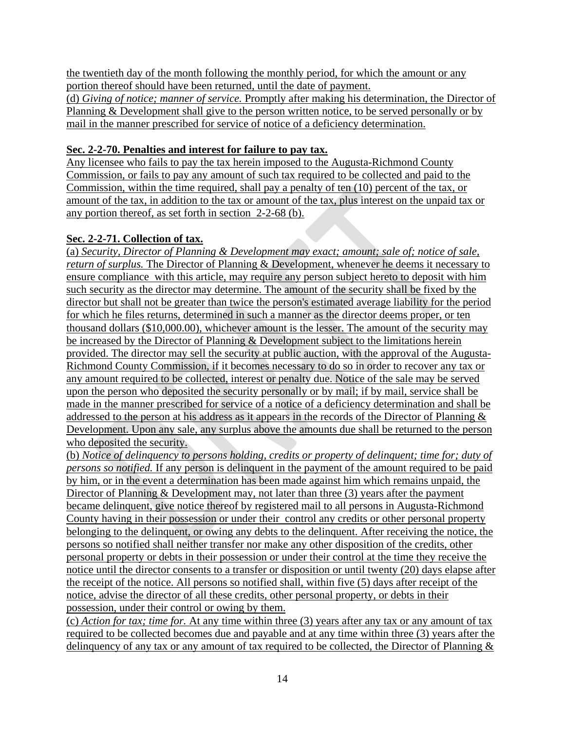the twentieth day of the month following the monthly period, for which the amount or any portion thereof should have been returned, until the date of payment.

(d) *Giving of notice; manner of service.* Promptly after making his determination, the Director of Planning & Development shall give to the person written notice, to be served personally or by mail in the manner prescribed for service of notice of a deficiency determination.

**Sec. 2-2-70. Penalties and interest for failure to pay tax.**

Any licensee who fails to pay the tax herein imposed to the Augusta-Richmond County Commission, or fails to pay any amount of such tax required to be collected and paid to the Commission, within the time required, shall pay a penalty of ten (10) percent of the tax, or amount of the tax, in addition to the tax or amount of the tax, plus interest on the unpaid tax or any portion thereof, as set forth in section 2-2-68 (b).

**Sec. 2-2-71. Collection of tax.**

(a) *Security, Director of Planning & Development may exact; amount; sale of; notice of sale, return of surplus.* The Director of Planning & Development, whenever he deems it necessary to ensure compliance with this article, may require any person subject hereto to deposit with him such security as the director may determine. The amount of the security shall be fixed by the director but shall not be greater than twice the person's estimated average liability for the period for which he files returns, determined in such a manner as the director deems proper, or ten thousand dollars ($10,000.00), whichever amount is the lesser. The amount of the security may be increased by the Director of Planning & Development subject to the limitations herein provided. The director may sell the security at public auction, with the approval of the Augusta-Richmond County Commission, if it becomes necessary to do so in order to recover any tax or any amount required to be collected, interest or penalty due. Notice of the sale may be served upon the person who deposited the security personally or by mail; if by mail, service shall be made in the manner prescribed for service of a notice of a deficiency determination and shall be addressed to the person at his address as it appears in the records of the Director of Planning & Development. Upon any sale, any surplus above the amounts due shall be returned to the person who deposited the security.

(b) *Notice of delinquency to persons holding, credits or property of delinquent; time for; duty of persons so notified.* If any person is delinquent in the payment of the amount required to be paid by him, or in the event a determination has been made against him which remains unpaid, the Director of Planning & Development may, not later than three (3) years after the payment became delinquent, give notice thereof by registered mail to all persons in Augusta-Richmond County having in their possession or under their control any credits or other personal property belonging to the delinquent, or owing any debts to the delinquent. After receiving the notice, the persons so notified shall neither transfer nor make any other disposition of the credits, other personal property or debts in their possession or under their control at the time they receive the notice until the director consents to a transfer or disposition or until twenty (20) days elapse after the receipt of the notice. All persons so notified shall, within five (5) days after receipt of the notice, advise the director of all these credits, other personal property, or debts in their possession, under their control or owing by them.

(c) *Action for tax; time for.* At any time within three (3) years after any tax or any amount of tax required to be collected becomes due and payable and at any time within three (3) years after the delinquency of any tax or any amount of tax required to be collected, the Director of Planning &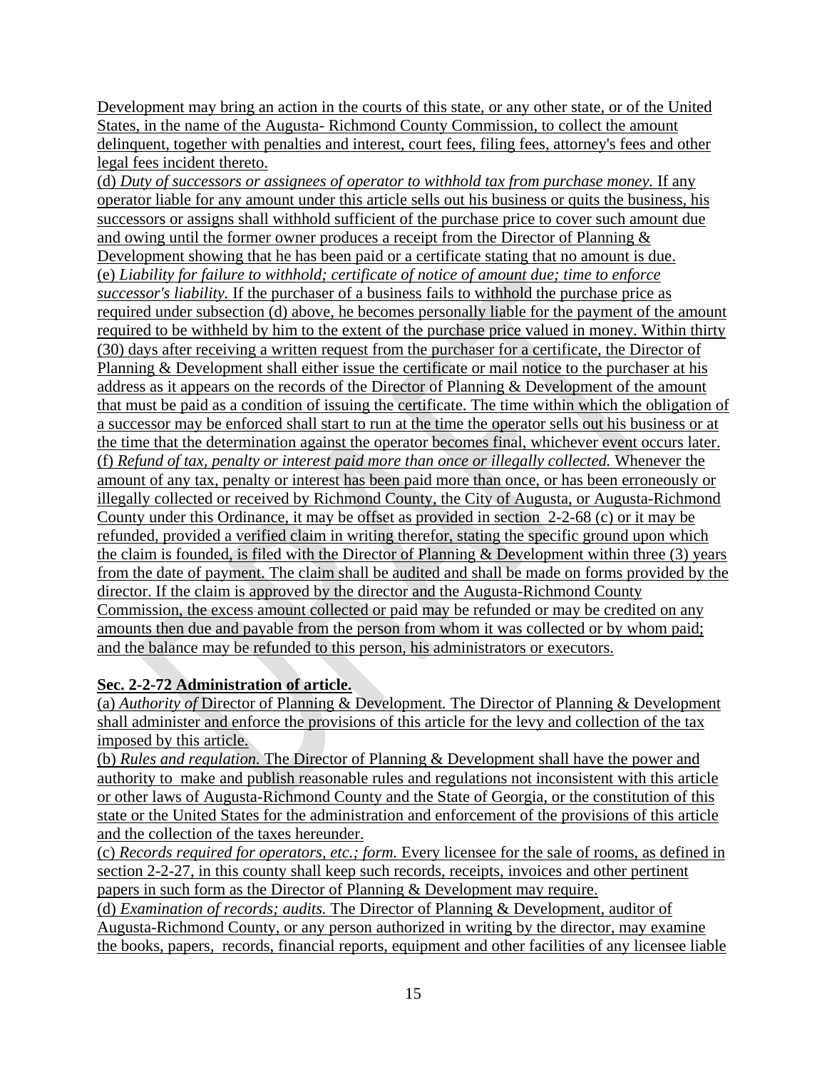Development may bring an action in the courts of this state, or any other state, or of the United States, in the name of the Augusta- Richmond County Commission, to collect the amount delinquent, together with penalties and interest, court fees, filing fees, attorney's fees and other legal fees incident thereto.

(d) *Duty of successors or assignees of operator to withhold tax from purchase money.* If any operator liable for any amount under this article sells out his business or quits the business, his successors or assigns shall withhold sufficient of the purchase price to cover such amount due and owing until the former owner produces a receipt from the Director of Planning & Development showing that he has been paid or a certificate stating that no amount is due.

(e) *Liability for failure to withhold; certificate of notice of amount due; time to enforce successor's liability.* If the purchaser of a business fails to withhold the purchase price as required under subsection (d) above, he becomes personally liable for the payment of the amount required to be withheld by him to the extent of the purchase price valued in money. Within thirty (30) days after receiving a written request from the purchaser for a certificate, the Director of Planning & Development shall either issue the certificate or mail notice to the purchaser at his address as it appears on the records of the Director of Planning & Development of the amount that must be paid as a condition of issuing the certificate. The time within which the obligation of a successor may be enforced shall start to run at the time the operator sells out his business or at the time that the determination against the operator becomes final, whichever event occurs later.

(f) *Refund of tax, penalty or interest paid more than once or illegally collected.* Whenever the amount of any tax, penalty or interest has been paid more than once, or has been erroneously or illegally collected or received by Richmond County, the City of Augusta, or Augusta-Richmond County under this Ordinance, it may be offset as provided in section 2-2-68 (c) or it may be refunded, provided a verified claim in writing therefor, stating the specific ground upon which the claim is founded, is filed with the Director of Planning & Development within three (3) years from the date of payment. The claim shall be audited and shall be made on forms provided by the director. If the claim is approved by the director and the Augusta-Richmond County Commission, the excess amount collected or paid may be refunded or may be credited on any amounts then due and payable from the person from whom it was collected or by whom paid; and the balance may be refunded to this person, his administrators or executors.

**Sec. 2-2-72 Administration of article.**

(a) *Authority of* Director of Planning & Development*.* The Director of Planning & Development shall administer and enforce the provisions of this article for the levy and collection of the tax imposed by this article.

(b) *Rules and regulation.* The Director of Planning & Development shall have the power and authority to make and publish reasonable rules and regulations not inconsistent with this article or other laws of Augusta-Richmond County and the State of Georgia, or the constitution of this state or the United States for the administration and enforcement of the provisions of this article and the collection of the taxes hereunder.

(c) *Records required for operators, etc.; form.* Every licensee for the sale of rooms, as defined in section 2-2-27, in this county shall keep such records, receipts, invoices and other pertinent papers in such form as the Director of Planning & Development may require.

(d) *Examination of records; audits.* The Director of Planning & Development, auditor of Augusta-Richmond County, or any person authorized in writing by the director, may examine the books, papers, records, financial reports, equipment and other facilities of any licensee liable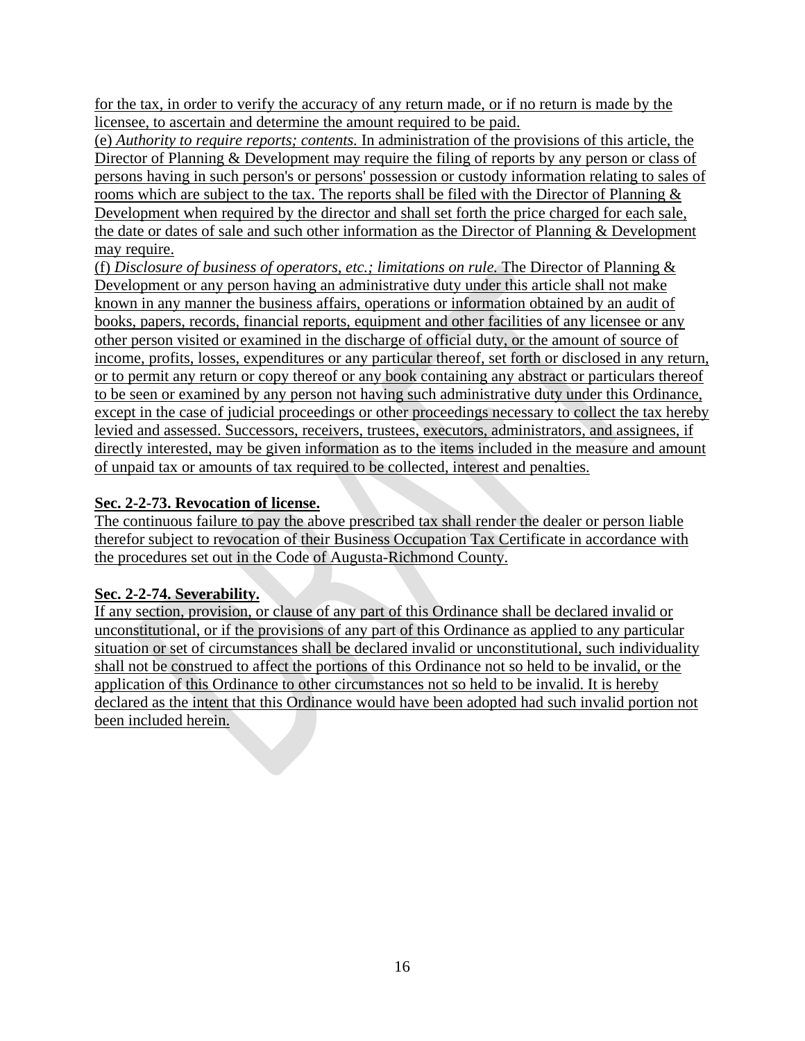for the tax, in order to verify the accuracy of any return made, or if no return is made by the licensee, to ascertain and determine the amount required to be paid.

(e) *Authority to require reports; contents.* In administration of the provisions of this article, the Director of Planning & Development may require the filing of reports by any person or class of persons having in such person's or persons' possession or custody information relating to sales of rooms which are subject to the tax. The reports shall be filed with the Director of Planning & Development when required by the director and shall set forth the price charged for each sale, the date or dates of sale and such other information as the Director of Planning & Development may require.

(f) *Disclosure of business of operators, etc.; limitations on rule.* The Director of Planning & Development or any person having an administrative duty under this article shall not make known in any manner the business affairs, operations or information obtained by an audit of books, papers, records, financial reports, equipment and other facilities of any licensee or any other person visited or examined in the discharge of official duty, or the amount of source of income, profits, losses, expenditures or any particular thereof, set forth or disclosed in any return, or to permit any return or copy thereof or any book containing any abstract or particulars thereof to be seen or examined by any person not having such administrative duty under this Ordinance, except in the case of judicial proceedings or other proceedings necessary to collect the tax hereby levied and assessed. Successors, receivers, trustees, executors, administrators, and assignees, if directly interested, may be given information as to the items included in the measure and amount of unpaid tax or amounts of tax required to be collected, interest and penalties.

**Sec. 2-2-73. Revocation of license.**

The continuous failure to pay the above prescribed tax shall render the dealer or person liable therefor subject to revocation of their Business Occupation Tax Certificate in accordance with the procedures set out in the Code of Augusta-Richmond County.

**Sec. 2-2-74. Severability.**

If any section, provision, or clause of any part of this Ordinance shall be declared invalid or unconstitutional, or if the provisions of any part of this Ordinance as applied to any particular situation or set of circumstances shall be declared invalid or unconstitutional, such individuality shall not be construed to affect the portions of this Ordinance not so held to be invalid, or the application of this Ordinance to other circumstances not so held to be invalid. It is hereby declared as the intent that this Ordinance would have been adopted had such invalid portion not been included herein.